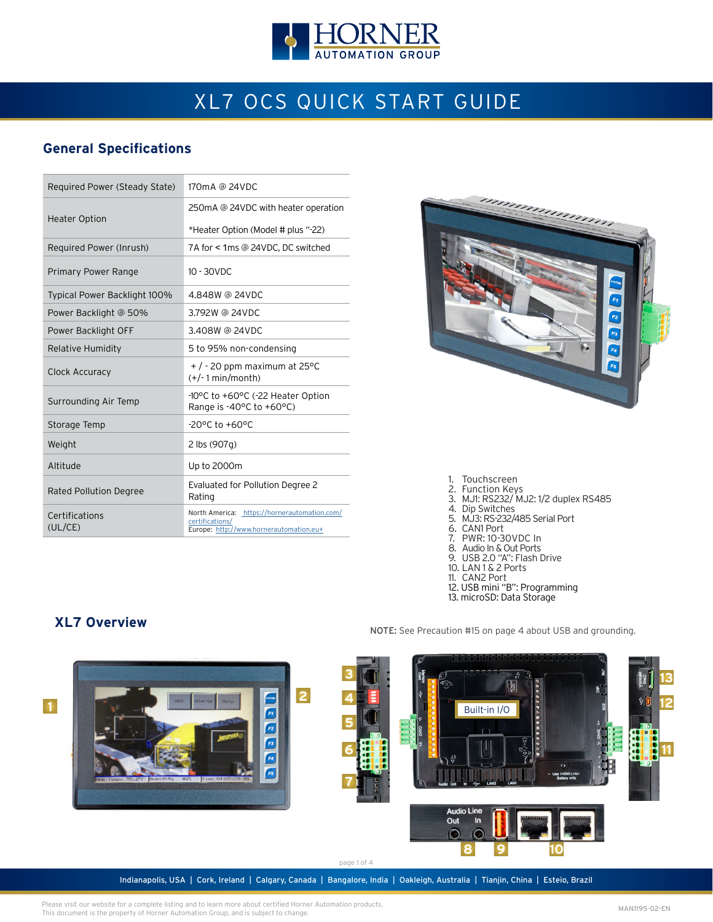# XL7 OCS QUICK START GUIDE

## General Specifications

| | |
|---|---|
| Required Power (Steady State) | 170mA @ 24VDC |
| Heater Option | 250mA @ 24VDC with heater operation<br>*Heater Option (Model # plus "-22) |
| Required Power (Inrush) | 7A for < 1ms @ 24VDC, DC switched |
| Primary Power Range | 10 - 30VDC |
| Typical Power Backlight 100% | 4.848W @ 24VDC |
| Power Backlight @ 50% | 3.792W @ 24VDC |
| Power Backlight OFF | 3.408W @ 24VDC |
| Relative Humidity | 5 to 95% non-condensing |
| Clock Accuracy | + / - 20 ppm maximum at 25°C (+/- 1 min/month) |
| Surrounding Air Temp | -10°C to +60°C (-22 Heater Option Range is -40°C to +60°C) |
| Storage Temp | -20°C to +60°C |
| Weight | 2 lbs (907g) |
| Altitude | Up to 2000m |
| Rated Pollution Degree | Evaluated for Pollution Degree 2 Rating |
| Certifications (UL/CE) | North America: https://hornerautomation.com/certifications/<br>Europe: http://www.hornerautomation.eu+ |

1. Touchscreen
2. Function Keys
3. MJ1: RS232/ MJ2: 1/2 duplex RS485
4. Dip Switches
5. MJ3: RS-232/485 Serial Port
6. CAN1 Port
7. PWR: 10-30VDC In
8. Audio In & Out Ports
9. USB 2.0 "A": Flash Drive
10. LAN 1 & 2 Ports
11. CAN2 Port
12. USB mini "B": Programming
13. microSD: Data Storage

## XL7 Overview

**NOTE:** See Precaution #15 on page 4 about USB and grounding.

Built-in I/O

Audio Line Out In

Indianapolis, USA | Cork, Ireland | Calgary, Canada | Bangalore, India | Oakleigh, Australia | Tianjin, China | Esteio, Brazil

Please visit our website for a complete listing and to learn more about certified Horner Automation products.
This document is the property of Horner Automation Group, and is subject to change.

MAN1195-02-EN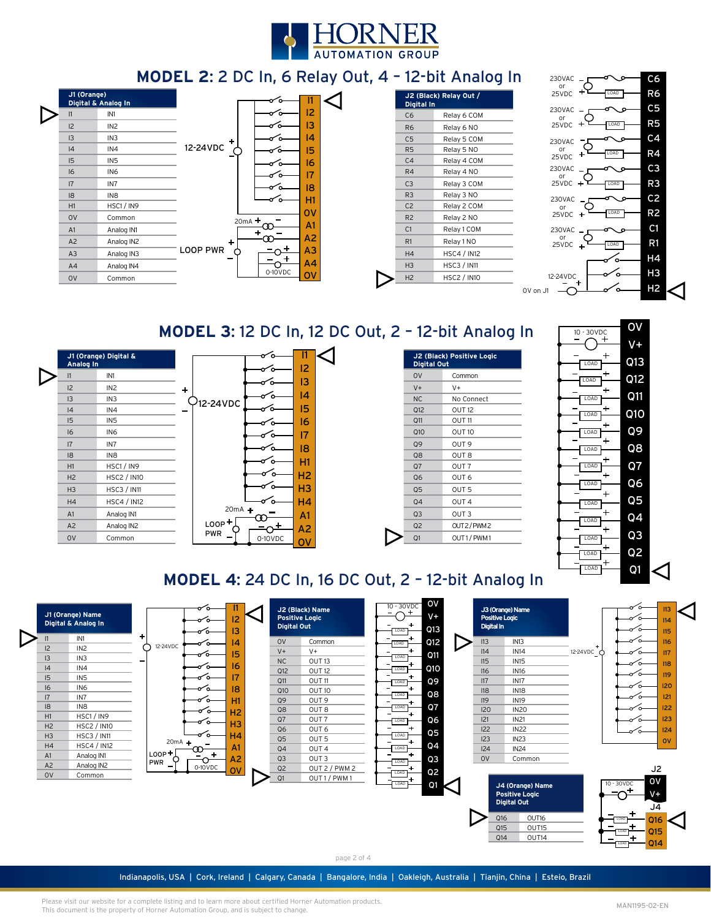# MODEL 2: 2 DC In, 6 Relay Out, 4 – 12-bit Analog In

| J1 (Orange) Digital & Analog In | |
|---|---|
| I1 | IN1 |
| I2 | IN2 |
| I3 | IN3 |
| I4 | IN4 |
| I5 | IN5 |
| I6 | IN6 |
| I7 | IN7 |
| I8 | IN8 |
| H1 | HSC1 / IN9 |
| 0V | Common |
| A1 | Analog IN1 |
| A2 | Analog IN2 |
| A3 | Analog IN3 |
| A4 | Analog IN4 |
| 0V | Common |

12-24VDC

LOOP PWR

20mA

0-10VDC

| J2 (Black) Relay Out / Digital In | |
|---|---|
| C6 | Relay 6 COM |
| R6 | Relay 6 NO |
| C5 | Relay 5 COM |
| R5 | Relay 5 NO |
| C4 | Relay 4 COM |
| R4 | Relay 4 NO |
| C3 | Relay 3 COM |
| R3 | Relay 3 NO |
| C2 | Relay 2 COM |
| R2 | Relay 2 NO |
| C1 | Relay 1 COM |
| R1 | Relay 1 NO |
| H4 | HSC4 / IN12 |
| H3 | HSC3 / IN11 |
| H2 | HSC2 / IN10 |

230VAC or 25VDC

LOAD

12-24VDC

0V on J1

# MODEL 3: 12 DC In, 12 DC Out, 2 – 12-bit Analog In

| J1 (Orange) Digital & Analog In | |
|---|---|
| I1 | IN1 |
| I2 | IN2 |
| I3 | IN3 |
| I4 | IN4 |
| I5 | IN5 |
| I6 | IN6 |
| I7 | IN7 |
| I8 | IN8 |
| H1 | HSC1 / IN9 |
| H2 | HSC2 / IN10 |
| H3 | HSC3 / IN11 |
| H4 | HSC4 / IN12 |
| A1 | Analog IN1 |
| A2 | Analog IN2 |
| 0V | Common |

12-24VDC

LOOP PWR

20mA

0-10VDC

| J2 (Black) Positive Logic Digital Out | |
|---|---|
| 0V | Common |
| V+ | V+ |
| NC | No Connect |
| Q12 | OUT 12 |
| Q11 | OUT 11 |
| Q10 | OUT 10 |
| Q9 | OUT 9 |
| Q8 | OUT 8 |
| Q7 | OUT 7 |
| Q6 | OUT 6 |
| Q5 | OUT 5 |
| Q4 | OUT 4 |
| Q3 | OUT 3 |
| Q2 | OUT2 / PWM2 |
| Q1 | OUT1 / PWM1 |

10 - 30VDC

LOAD

# MODEL 4: 24 DC In, 16 DC Out, 2 – 12-bit Analog In

| J1 (Orange) Name Digital & Analog In | |
|---|---|
| I1 | IN1 |
| I2 | IN2 |
| I3 | IN3 |
| I4 | IN4 |
| I5 | IN5 |
| I6 | IN6 |
| I7 | IN7 |
| I8 | IN8 |
| H1 | HSC1 / IN9 |
| H2 | HSC2 / IN10 |
| H3 | HSC3 / IN11 |
| H4 | HSC4 / IN12 |
| A1 | Analog IN1 |
| A2 | Analog IN2 |
| 0V | Common |

12-24VDC

LOOP PWR

20mA

0-10VDC

| J2 (Black) Name Positive Logic Digital Out | |
|---|---|
| 0V | Common |
| V+ | V+ |
| NC | OUT 13 |
| Q12 | OUT 12 |
| Q11 | OUT 11 |
| Q10 | OUT 10 |
| Q9 | OUT 9 |
| Q8 | OUT 8 |
| Q7 | OUT 7 |
| Q6 | OUT 6 |
| Q5 | OUT 5 |
| Q4 | OUT 4 |
| Q3 | OUT 3 |
| Q2 | OUT 2 / PWM 2 |
| Q1 | OUT 1 / PWM 1 |

10 - 30VDC

LOAD

| J3 (Orange) Name Positive Logic Digital In | |
|---|---|
| I13 | IN13 |
| I14 | IN14 |
| I15 | IN15 |
| I16 | IN16 |
| I17 | IN17 |
| I18 | IN18 |
| I19 | IN19 |
| I20 | IN20 |
| I21 | IN21 |
| I22 | IN22 |
| I23 | IN23 |
| I24 | IN24 |
| 0V | Common |

12-24VDC

| J4 (Orange) Name Positive Logic Digital Out | |
|---|---|
| Q16 | OUT16 |
| Q15 | OUT15 |
| Q14 | OUT14 |

J2

J4

10 - 30VDC

LOAD

Indianapolis, USA | Cork, Ireland | Calgary, Canada | Bangalore, India | Oakleigh, Australia | Tianjin, China | Esteio, Brazil

Please visit our website for a complete listing and to learn more about certified Horner Automation products.
This document is the property of Horner Automation Group, and is subject to change.

MAN1195-02-EN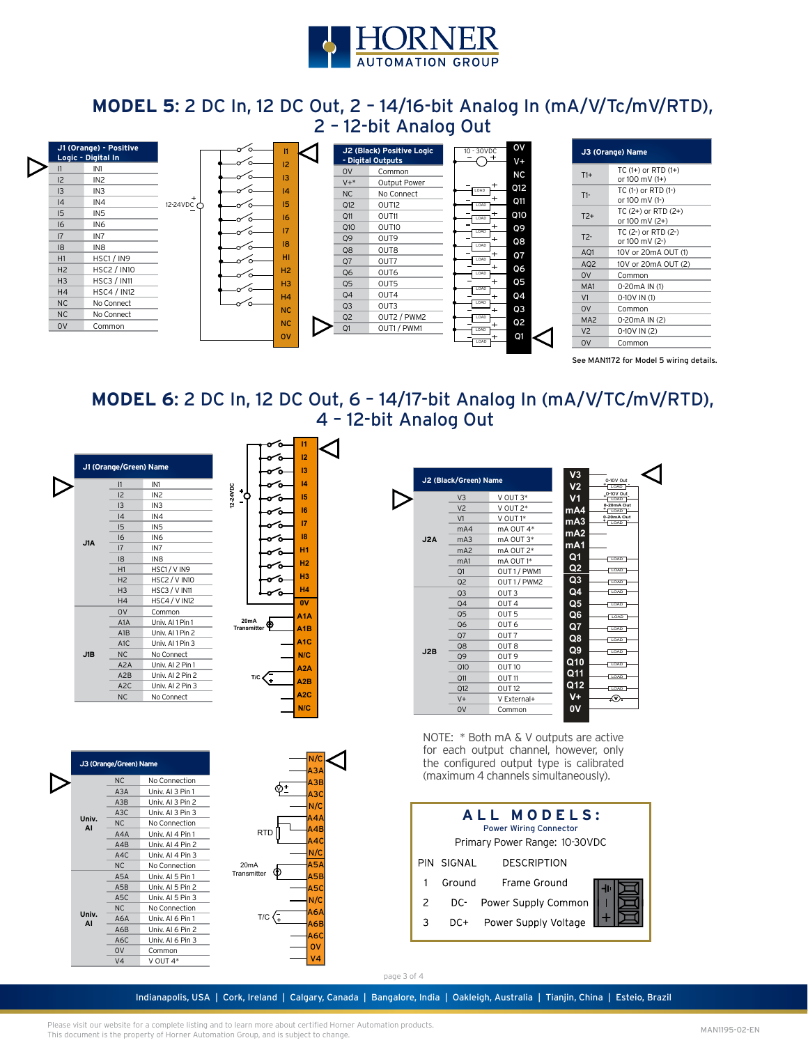# HORNER AUTOMATION GROUP

## MODEL 5: 2 DC In, 12 DC Out, 2 - 14/16-bit Analog In (mA/V/Tc/mV/RTD), 2 - 12-bit Analog Out

| J1 (Orange) - Positive Logic - Digital In | |
|---|---|
| I1 | IN1 |
| I2 | IN2 |
| I3 | IN3 |
| I4 | IN4 |
| I5 | IN5 |
| I6 | IN6 |
| I7 | IN7 |
| I8 | IN8 |
| H1 | HSC1 / IN9 |
| H2 | HSC2 / IN10 |
| H3 | HSC3 / IN11 |
| H4 | HSC4 / IN12 |
| NC | No Connect |
| NC | No Connect |
| 0V | Common |

12-24VDC

| J2 (Black) Positive Logic - Digital Outputs | |
|---|---|
| 0V | Common |
| V+* | Output Power |
| NC | No Connect |
| Q12 | OUT12 |
| Q11 | OUT11 |
| Q10 | OUT10 |
| Q9 | OUT9 |
| Q8 | OUT8 |
| Q7 | OUT7 |
| Q6 | OUT6 |
| Q5 | OUT5 |
| Q4 | OUT4 |
| Q3 | OUT3 |
| Q2 | OUT2 / PWM2 |
| Q1 | OUT1 / PWM1 |

10 - 30VDC

| J3 (Orange) Name | |
|---|---|
| T1+ | TC (1+) or RTD (1+) or 100 mV (1+) |
| T1- | TC (1-) or RTD (1-) or 100 mV (1-) |
| T2+ | TC (2+) or RTD (2+) or 100 mV (2+) |
| T2- | TC (2-) or RTD (2-) or 100 mV (2-) |
| AQ1 | 10V or 20mA OUT (1) |
| AQ2 | 10V or 20mA OUT (2) |
| 0V | Common |
| MA1 | 0-20mA IN (1) |
| V1 | 0-10V IN (1) |
| 0V | Common |
| MA2 | 0-20mA IN (2) |
| V2 | 0-10V IN (2) |
| 0V | Common |

See MAN1172 for Model 5 wiring details.

## MODEL 6: 2 DC In, 12 DC Out, 6 - 14/17-bit Analog In (mA/V/TC/mV/RTD), 4 - 12-bit Analog Out

| | J1 (Orange/Green) | Name |
|---|---|---|
| J1A | I1 | IN1 |
| | I2 | IN2 |
| | I3 | IN3 |
| | I4 | IN4 |
| | I5 | IN5 |
| | I6 | IN6 |
| | I7 | IN7 |
| | I8 | IN8 |
| | H1 | HSC1 / V IN9 |
| | H2 | HSC2 / V IN10 |
| | H3 | HSC3 / V IN11 |
| | H4 | HSC4 / V IN12 |
| J1B | 0V | Common |
| | A1A | Univ. AI 1 Pin 1 |
| | A1B | Univ. AI 1 Pin 2 |
| | A1C | Univ. AI 1 Pin 3 |
| | NC | No Connect |
| | A2A | Univ. AI 2 Pin 1 |
| | A2B | Univ. AI 2 Pin 2 |
| | A2C | Univ. AI 2 Pin 3 |
| | NC | No Connect |

12-24VDC, 20mA Transmitter, T/C

| | J2 (Black/Green) | Name |
|---|---|---|
| J2A | V3 | V OUT 3* |
| | V2 | V OUT 2* |
| | V1 | V OUT 1* |
| | mA4 | mA OUT 4* |
| | mA3 | mA OUT 3* |
| | mA2 | mA OUT 2* |
| | mA1 | mA OUT 1* |
| | Q1 | OUT 1 / PWM1 |
| | Q2 | OUT 1 / PWM2 |
| J2B | Q3 | OUT 3 |
| | Q4 | OUT 4 |
| | Q5 | OUT 5 |
| | Q6 | OUT 6 |
| | Q7 | OUT 7 |
| | Q8 | OUT 8 |
| | Q9 | OUT 9 |
| | Q10 | OUT 10 |
| | Q11 | OUT 11 |
| | Q12 | OUT 12 |
| | V+ | V External+ |
| | 0V | Common |

0-10V Out, 0-20mA Out

NOTE: * Both mA & V outputs are active for each output channel, however, only the configured output type is calibrated (maximum 4 channels simultaneously).

| | J3 (Orange/Green) | Name |
|---|---|---|
| Univ. AI | NC | No Connection |
| | A3A | Univ. AI 3 Pin 1 |
| | A3B | Univ. AI 3 Pin 2 |
| | A3C | Univ. AI 3 Pin 3 |
| | NC | No Connection |
| | A4A | Univ. AI 4 Pin 1 |
| | A4B | Univ. AI 4 Pin 2 |
| | A4C | Univ. AI 4 Pin 3 |
| | NC | No Connection |
| Univ. AI | A5A | Univ. AI 5 Pin 1 |
| | A5B | Univ. AI 5 Pin 2 |
| | A5C | Univ. AI 5 Pin 3 |
| | NC | No Connection |
| | A6A | Univ. AI 6 Pin 1 |
| | A6B | Univ. AI 6 Pin 2 |
| | A6C | Univ. AI 6 Pin 3 |
| | 0V | Common |
| | V4 | V OUT 4* |

RTD, 20mA Transmitter, T/C

### ALL MODELS:

Power Wiring Connector

Primary Power Range: 10-30VDC

| PIN | SIGNAL | DESCRIPTION |
|---|---|---|
| 1 | Ground | Frame Ground |
| 2 | DC- | Power Supply Common |
| 3 | DC+ | Power Supply Voltage |

Indianapolis, USA | Cork, Ireland | Calgary, Canada | Bangalore, India | Oakleigh, Australia | Tianjin, China | Esteio, Brazil

Please visit our website for a complete listing and to learn more about certified Horner Automation products.
This document is the property of Horner Automation Group, and is subject to change.

MAN1195-02-EN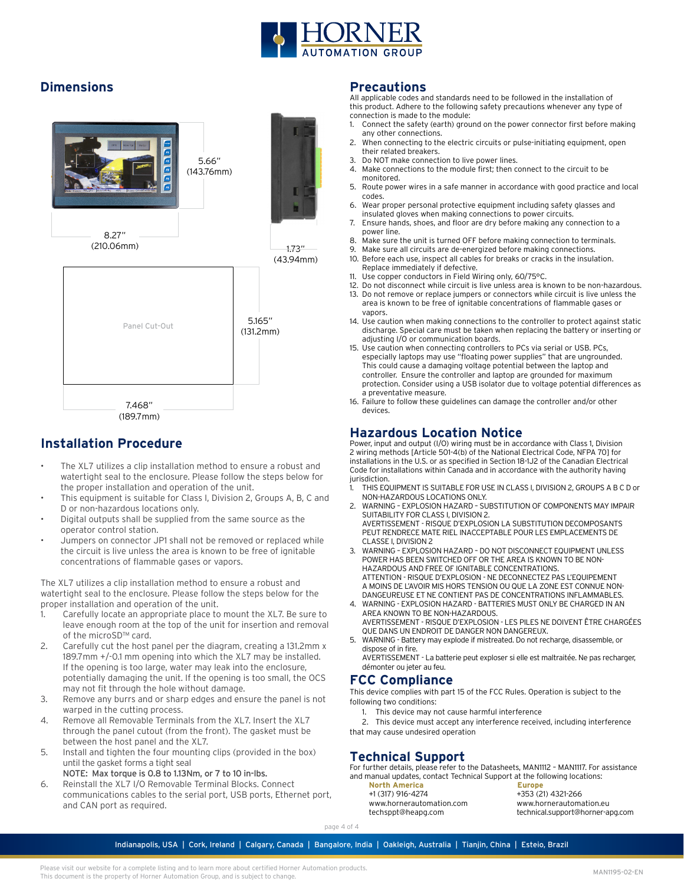## Dimensions

5.66"
(143.76mm)

8.27"
(210.06mm)

1.73"
(43.94mm)

Panel Cut-Out

5.165"
(131.2mm)

7.468"
(189.7mm)

## Installation Procedure

- The XL7 utilizes a clip installation method to ensure a robust and watertight seal to the enclosure. Please follow the steps below for the proper installation and operation of the unit.
- This equipment is suitable for Class I, Division 2, Groups A, B, C and D or non-hazardous locations only.
- Digital outputs shall be supplied from the same source as the operator control station.
- Jumpers on connector JP1 shall not be removed or replaced while the circuit is live unless the area is known to be free of ignitable concentrations of flammable gases or vapors.

The XL7 utilizes a clip installation method to ensure a robust and watertight seal to the enclosure. Please follow the steps below for the proper installation and operation of the unit.

1. Carefully locate an appropriate place to mount the XL7. Be sure to leave enough room at the top of the unit for insertion and removal of the microSD™ card.
2. Carefully cut the host panel per the diagram, creating a 131.2mm x 189.7mm +/-0.1 mm opening into which the XL7 may be installed. If the opening is too large, water may leak into the enclosure, potentially damaging the unit. If the opening is too small, the OCS may not fit through the hole without damage.
3. Remove any burrs and or sharp edges and ensure the panel is not warped in the cutting process.
4. Remove all Removable Terminals from the XL7. Insert the XL7 through the panel cutout (from the front). The gasket must be between the host panel and the XL7.
5. Install and tighten the four mounting clips (provided in the box) until the gasket forms a tight seal
   **NOTE: Max torque is 0.8 to 1.13Nm, or 7 to 10 in-lbs.**
6. Reinstall the XL7 I/O Removable Terminal Blocks. Connect communications cables to the serial port, USB ports, Ethernet port, and CAN port as required.

## Precautions

All applicable codes and standards need to be followed in the installation of this product. Adhere to the following safety precautions whenever any type of connection is made to the module:

1. Connect the safety (earth) ground on the power connector first before making any other connections.
2. When connecting to the electric circuits or pulse-initiating equipment, open their related breakers.
3. Do NOT make connection to live power lines.
4. Make connections to the module first; then connect to the circuit to be monitored.
5. Route power wires in a safe manner in accordance with good practice and local codes.
6. Wear proper personal protective equipment including safety glasses and insulated gloves when making connections to power circuits.
7. Ensure hands, shoes, and floor are dry before making any connection to a power line.
8. Make sure the unit is turned OFF before making connection to terminals.
9. Make sure all circuits are de-energized before making connections.
10. Before each use, inspect all cables for breaks or cracks in the insulation. Replace immediately if defective.
11. Use copper conductors in Field Wiring only, 60/75°C.
12. Do not disconnect while circuit is live unless area is known to be non-hazardous.
13. Do not remove or replace jumpers or connectors while circuit is live unless the area is known to be free of ignitable concentrations of flammable gases or vapors.
14. Use caution when making connections to the controller to protect against static discharge. Special care must be taken when replacing the battery or inserting or adjusting I/O or communication boards.
15. Use caution when connecting controllers to PCs via serial or USB. PCs, especially laptops may use "floating power supplies" that are ungrounded. This could cause a damaging voltage potential between the laptop and controller. Ensure the controller and laptop are grounded for maximum protection. Consider using a USB isolator due to voltage potential differences as a preventative measure.
16. Failure to follow these guidelines can damage the controller and/or other devices.

## Hazardous Location Notice

Power, input and output (I/O) wiring must be in accordance with Class 1, Division 2 wiring methods [Article 501-4(b) of the National Electrical Code, NFPA 70] for installations in the U.S. or as specified in Section 18-1J2 of the Canadian Electrical Code for installations within Canada and in accordance with the authority having jurisdiction.

1. THIS EQUIPMENT IS SUITABLE FOR USE IN CLASS I, DIVISION 2, GROUPS A B C D or NON-HAZARDOUS LOCATIONS ONLY.
2. WARNING - EXPLOSION HAZARD - SUBSTITUTION OF COMPONENTS MAY IMPAIR SUITABILITY FOR CLASS I, DIVISION 2.
   AVERTISSEMENT - RISQUE D'EXPLOSION LA SUBSTITUTION DECOMPOSANTS PEUT RENDRECE MATE RIEL INACCEPTABLE POUR LES EMPLACEMENTS DE CLASSE I, DIVISION 2
3. WARNING - EXPLOSION HAZARD - DO NOT DISCONNECT EQUIPMENT UNLESS POWER HAS BEEN SWITCHED OFF OR THE AREA IS KNOWN TO BE NON-HAZARDOUS AND FREE OF IGNITABLE CONCENTRATIONS.
   ATTENTION - RISQUE D'EXPLOSION - NE DECONNECTEZ PAS L'EQUIPEMENT A MOINS DE L'AVOIR MIS HORS TENSION OU QUE LA ZONE EST CONNUE NON-DANGEREUSE ET NE CONTIENT PAS DE CONCENTRATIONS INFLAMMABLES.
4. WARNING - EXPLOSION HAZARD - BATTERIES MUST ONLY BE CHARGED IN AN AREA KNOWN TO BE NON-HAZARDOUS.
   AVERTISSEMENT - RISQUE D'EXPLOSION - LES PILES NE DOIVENT ÊTRE CHARGÉES QUE DANS UN ENDROIT DE DANGER NON DANGEREUX.
5. WARNING - Battery may explode if mistreated. Do not recharge, disassemble, or dispose of in fire.
   AVERTISSEMENT - La batterie peut exploser si elle est maltraitée. Ne pas recharger, démonter ou jeter au feu.

## FCC Compliance

This device complies with part 15 of the FCC Rules. Operation is subject to the following two conditions:

1. This device may not cause harmful interference
2. This device must accept any interference received, including interference that may cause undesired operation

## Technical Support

For further details, please refer to the Datasheets, MAN1112 – MAN1117. For assistance and manual updates, contact Technical Support at the following locations:

**North America**
+1 (317) 916-4274
www.hornerautomation.com
techsppt@heapg.com

**Europe**
+353 (21) 4321-266
www.hornerautomation.eu
technical.support@horner-apg.com

Indianapolis, USA | Cork, Ireland | Calgary, Canada | Bangalore, India | Oakleigh, Australia | Tianjin, China | Esteio, Brazil

Please visit our website for a complete listing and to learn more about certified Horner Automation products.
This document is the property of Horner Automation Group, and is subject to change.

MAN1195-02-EN